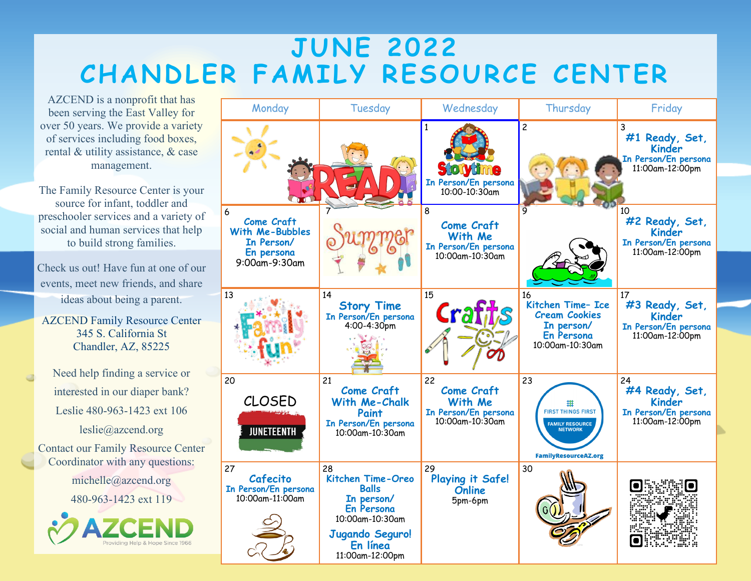# JUNE 2022
# CHANDLER FAMILY RESOURCE CENTER

AZCEND is a nonprofit that has been serving the East Valley for over 50 years. We provide a variety of services including food boxes, rental & utility assistance, & case management.

The Family Resource Center is your source for infant, toddler and preschooler services and a variety of social and human services that help to build strong families.

Check us out! Have fun at one of our events, meet new friends, and share ideas about being a parent.

AZCEND Family Resource Center
345 S. California St
Chandler, AZ, 85225

Need help finding a service or interested in our diaper bank?
Leslie 480-963-1423 ext 106
leslie@azcend.org

Contact our Family Resource Center Coordinator with any questions:
michelle@azcend.org
480-963-1423 ext 119

AZCEND
Providing Help & Hope Since 1966

| Monday | Tuesday | Wednesday | Thursday | Friday |
|---|---|---|---|---|
| | READ | 1 Storytime In Person/En persona 10:00-10:30am | 2 | 3 #1 Ready, Set, Kinder In Person/En persona 11:00am-12:00pm |
| 6 Come Craft With Me-Bubbles In Person/ En persona 9:00am-9:30am | 7 Summer | 8 Come Craft With Me In Person/En persona 10:00am-10:30am | 9 | 10 #2 Ready, Set, Kinder In Person/En persona 11:00am-12:00pm |
| 13 Family fun | 14 Story Time In Person/En persona 4:00-4:30pm | 15 Crafts | 16 Kitchen Time- Ice Cream Cookies In person/ En Persona 10:00am-10:30am | 17 #3 Ready, Set, Kinder In Person/En persona 11:00am-12:00pm |
| 20 CLOSED JUNETEENTH | 21 Come Craft With Me-Chalk Paint In Person/En persona 10:00am-10:30am | 22 Come Craft With Me In Person/En persona 10:00am-10:30am | 23 FIRST THINGS FIRST FAMILY RESOURCE NETWORK FamilyResourceAZ.org | 24 #4 Ready, Set, Kinder In Person/En persona 11:00am-12:00pm |
| 27 Cafecito In Person/En persona 10:00am-11:00am | 28 Kitchen Time-Oreo Balls In person/ En Persona 10:00am-10:30am Jugando Seguro! En línea 11:00am-12:00pm | 29 Playing it Safe! Online 5pm-6pm | 30 | |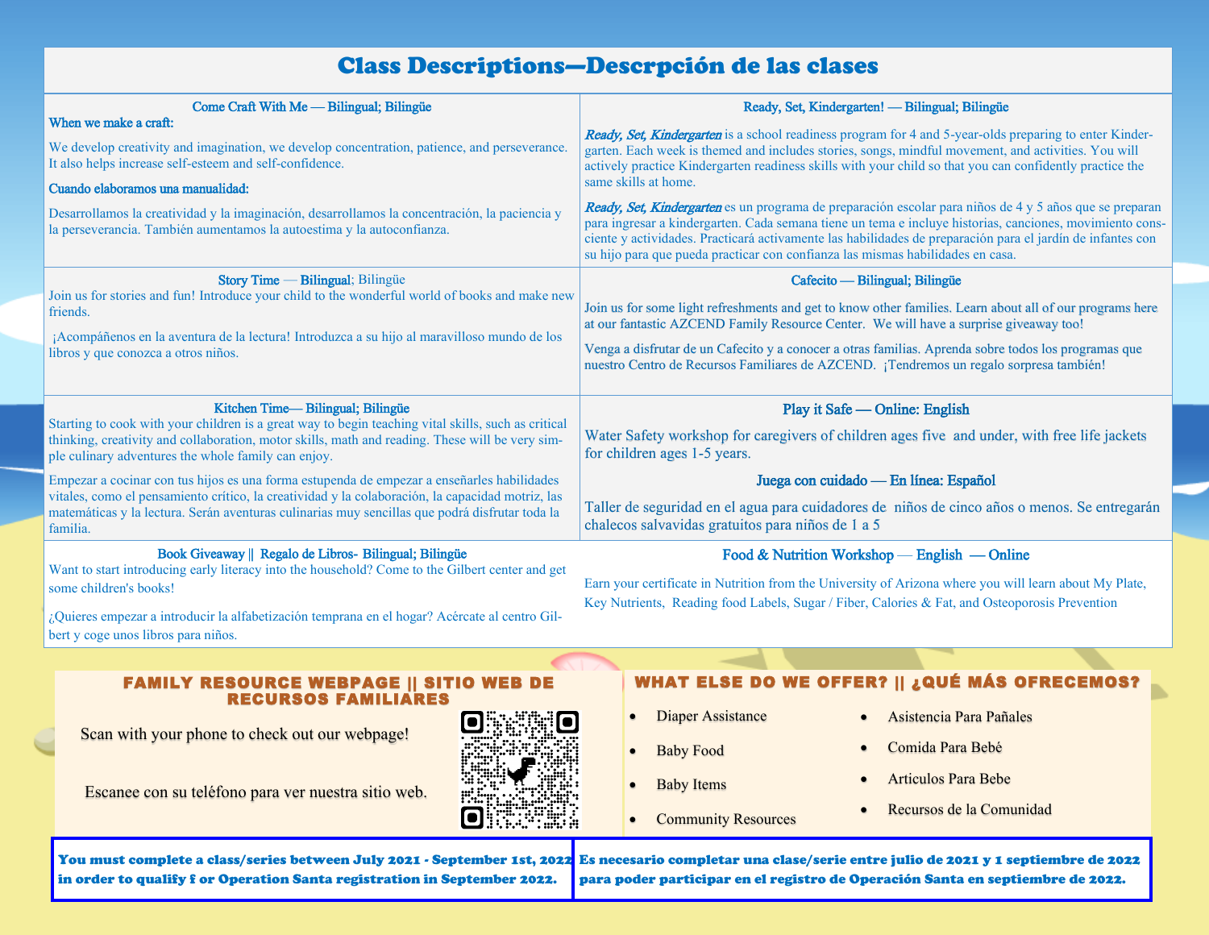# Class Descriptions—Descrpción de las clases

### Come Craft With Me — Bilingual; Bilingüe

**When we make a craft:**

We develop creativity and imagination, we develop concentration, patience, and perseverance. It also helps increase self-esteem and self-confidence.

**Cuando elaboramos una manualidad:**

Desarrollamos la creatividad y la imaginación, desarrollamos la concentración, la paciencia y la perseverancia. También aumentamos la autoestima y la autoconfianza.

### Ready, Set, Kindergarten! — Bilingual; Bilingüe

***Ready, Set, Kindergarten*** is a school readiness program for 4 and 5-year-olds preparing to enter Kindergarten. Each week is themed and includes stories, songs, mindful movement, and activities. You will actively practice Kindergarten readiness skills with your child so that you can confidently practice the same skills at home.

***Ready, Set, Kindergarten*** es un programa de preparación escolar para niños de 4 y 5 años que se preparan para ingresar a kindergarten. Cada semana tiene un tema e incluye historias, canciones, movimiento consciente y actividades. Practicará activamente las habilidades de preparación para el jardín de infantes con su hijo para que pueda practicar con confianza las mismas habilidades en casa.

### Story Time — Bilingual; Bilingüe

Join us for stories and fun! Introduce your child to the wonderful world of books and make new friends.

¡Acompáñenos en la aventura de la lectura! Introduzca a su hijo al maravilloso mundo de los libros y que conozca a otros niños.

### Cafecito — Bilingual; Bilingüe

Join us for some light refreshments and get to know other families. Learn about all of our programs here at our fantastic AZCEND Family Resource Center. We will have a surprise giveaway too!

Venga a disfrutar de un Cafecito y a conocer a otras familias. Aprenda sobre todos los programas que nuestro Centro de Recursos Familiares de AZCEND. ¡Tendremos un regalo sorpresa también!

### Kitchen Time— Bilingual; Bilingüe

Starting to cook with your children is a great way to begin teaching vital skills, such as critical thinking, creativity and collaboration, motor skills, math and reading. These will be very simple culinary adventures the whole family can enjoy.

Empezar a cocinar con tus hijos es una forma estupenda de empezar a enseñarles habilidades vitales, como el pensamiento crítico, la creatividad y la colaboración, la capacidad motriz, las matemáticas y la lectura. Serán aventuras culinarias muy sencillas que podrá disfrutar toda la familia.

### Play it Safe — Online: English

Water Safety workshop for caregivers of children ages five and under, with free life jackets for children ages 1-5 years.

### Juega con cuidado — En línea: Español

Taller de seguridad en el agua para cuidadores de niños de cinco años o menos. Se entregarán chalecos salvavidas gratuitos para niños de 1 a 5

### Book Giveaway || Regalo de Libros- Bilingual; Bilingüe

Want to start introducing early literacy into the household? Come to the Gilbert center and get some children's books!

¿Quieres empezar a introducir la alfabetización temprana en el hogar? Acércate al centro Gilbert y coge unos libros para niños.

### Food & Nutrition Workshop — English — Online

Earn your certificate in Nutrition from the University of Arizona where you will learn about My Plate, Key Nutrients, Reading food Labels, Sugar / Fiber, Calories & Fat, and Osteoporosis Prevention

## FAMILY RESOURCE WEBPAGE || SITIO WEB DE RECURSOS FAMILIARES

Scan with your phone to check out our webpage!

Escanee con su teléfono para ver nuestra sitio web.

## WHAT ELSE DO WE OFFER? || ¿QUÉ MÁS OFRECEMOS?

- Diaper Assistance
- Baby Food
- Baby Items
- Community Resources

- Asistencia Para Pañales
- Comida Para Bebé
- Articulos Para Bebe
- Recursos de la Comunidad

**You must complete a class/series between July 2021 - September 1st, 2022 in order to qualify f or Operation Santa registration in September 2022.**

**Es necesario completar una clase/serie entre julio de 2021 y 1 septiembre de 2022 para poder participar en el registro de Operación Santa en septiembre de 2022.**